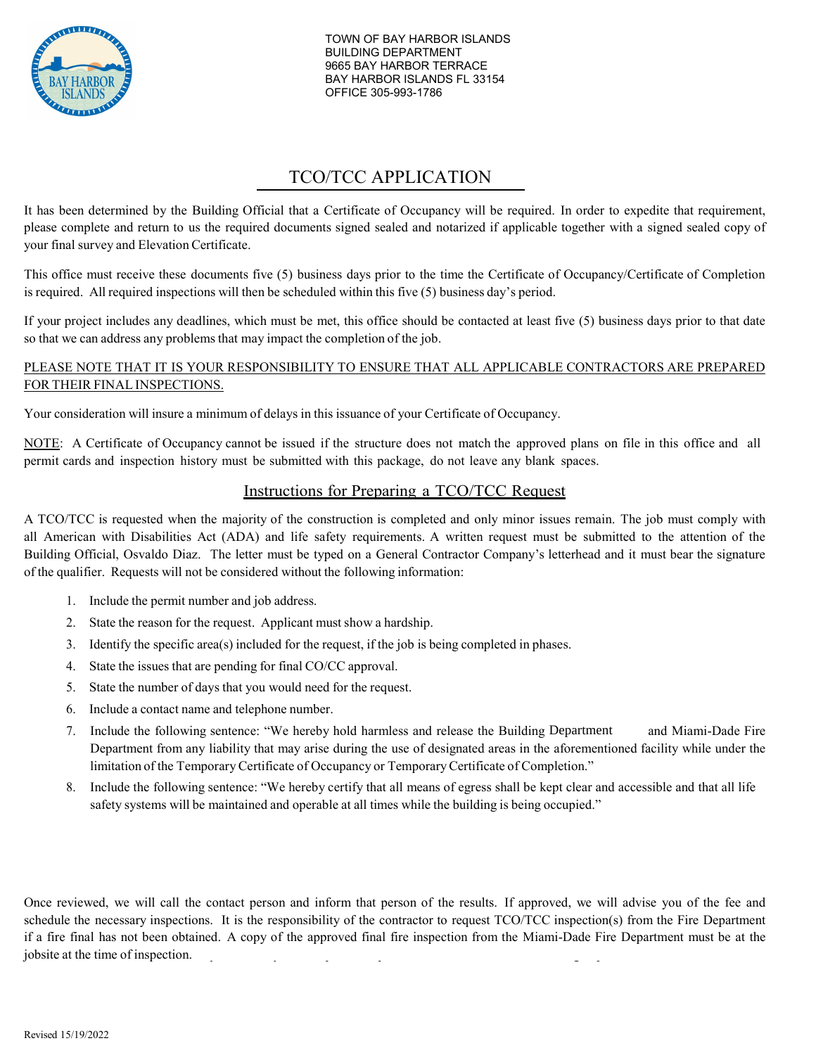TOWN OF BAY HARBOR ISLANDS
BUILDING DEPARTMENT
9665 BAY HARBOR TERRACE
BAY HARBOR ISLANDS FL 33154
OFFICE 305-993-1786

# TCO/TCC APPLICATION

It has been determined by the Building Official that a Certificate of Occupancy will be required. In order to expedite that requirement, please complete and return to us the required documents signed sealed and notarized if applicable together with a signed sealed copy of your final survey and Elevation Certificate.

This office must receive these documents five (5) business days prior to the time the Certificate of Occupancy/Certificate of Completion is required. All required inspections will then be scheduled within this five (5) business day's period.

If your project includes any deadlines, which must be met, this office should be contacted at least five (5) business days prior to that date so that we can address any problems that may impact the completion of the job.

PLEASE NOTE THAT IT IS YOUR RESPONSIBILITY TO ENSURE THAT ALL APPLICABLE CONTRACTORS ARE PREPARED FOR THEIR FINAL INSPECTIONS.

Your consideration will insure a minimum of delays in this issuance of your Certificate of Occupancy.

NOTE: A Certificate of Occupancy cannot be issued if the structure does not match the approved plans on file in this office and all permit cards and inspection history must be submitted with this package, do not leave any blank spaces.

## Instructions for Preparing a TCO/TCC Request

A TCO/TCC is requested when the majority of the construction is completed and only minor issues remain. The job must comply with all American with Disabilities Act (ADA) and life safety requirements. A written request must be submitted to the attention of the Building Official, Osvaldo Diaz. The letter must be typed on a General Contractor Company's letterhead and it must bear the signature of the qualifier. Requests will not be considered without the following information:

1. Include the permit number and job address.
2. State the reason for the request. Applicant must show a hardship.
3. Identify the specific area(s) included for the request, if the job is being completed in phases.
4. State the issues that are pending for final CO/CC approval.
5. State the number of days that you would need for the request.
6. Include a contact name and telephone number.
7. Include the following sentence: "We hereby hold harmless and release the Building Department and Miami-Dade Fire Department from any liability that may arise during the use of designated areas in the aforementioned facility while under the limitation of the Temporary Certificate of Occupancy or Temporary Certificate of Completion."
8. Include the following sentence: "We hereby certify that all means of egress shall be kept clear and accessible and that all life safety systems will be maintained and operable at all times while the building is being occupied."

Once reviewed, we will call the contact person and inform that person of the results. If approved, we will advise you of the fee and schedule the necessary inspections. It is the responsibility of the contractor to request TCO/TCC inspection(s) from the Fire Department if a fire final has not been obtained. A copy of the approved final fire inspection from the Miami-Dade Fire Department must be at the jobsite at the time of inspection.

Revised 15/19/2022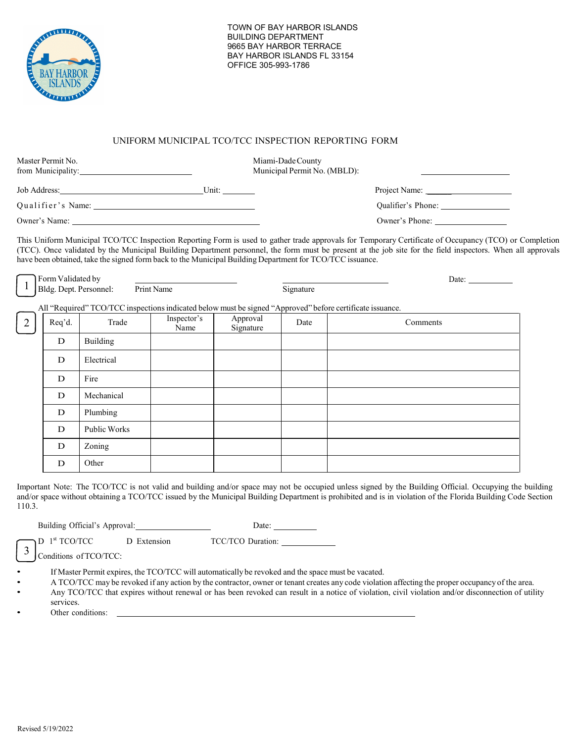TOWN OF BAY HARBOR ISLANDS
BUILDING DEPARTMENT
9665 BAY HARBOR TERRACE
BAY HARBOR ISLANDS FL 33154
OFFICE 305-993-1786

## UNIFORM MUNICIPAL TCO/TCC INSPECTION REPORTING FORM

Master Permit No. from Municipality: ______________________ Miami-Dade County Municipal Permit No. (MBLD): ______________________

Job Address: ______________________ Unit: ________ Project Name: ______________________

Qualifier's Name: ______________________ Qualifier's Phone: ______________________

Owner's Name: ______________________ Owner's Phone: ______________________

This Uniform Municipal TCO/TCC Inspection Reporting Form is used to gather trade approvals for Temporary Certificate of Occupancy (TCO) or Completion (TCC). Once validated by the Municipal Building Department personnel, the form must be present at the job site for the field inspectors. When all approvals have been obtained, take the signed form back to the Municipal Building Department for TCO/TCC issuance.

1 Form Validated by Bldg. Dept. Personnel: ______________________ Print Name ______________________ Signature Date: ____________

2 All "Required" TCO/TCC inspections indicated below must be signed "Approved" before certificate issuance.

| Req'd. | Trade | Inspector's Name | Approval Signature | Date | Comments |
|---|---|---|---|---|---|
| D | Building | | | | |
| D | Electrical | | | | |
| D | Fire | | | | |
| D | Mechanical | | | | |
| D | Plumbing | | | | |
| D | Public Works | | | | |
| D | Zoning | | | | |
| D | Other | | | | |

Important Note: The TCO/TCC is not valid and building and/or space may not be occupied unless signed by the Building Official. Occupying the building and/or space without obtaining a TCO/TCC issued by the Municipal Building Department is prohibited and is in violation of the Florida Building Code Section 110.3.

Building Official's Approval: ______________________ Date: ____________

3 D 1st TCO/TCC D Extension TCC/TCO Duration: ____________

Conditions of TCO/TCC:

- If Master Permit expires, the TCO/TCC will automatically be revoked and the space must be vacated.
- A TCO/TCC may be revoked if any action by the contractor, owner or tenant creates any code violation affecting the proper occupancy of the area.
- Any TCO/TCC that expires without renewal or has been revoked can result in a notice of violation, civil violation and/or disconnection of utility services.
- Other conditions: ______________________________________________

Revised 5/19/2022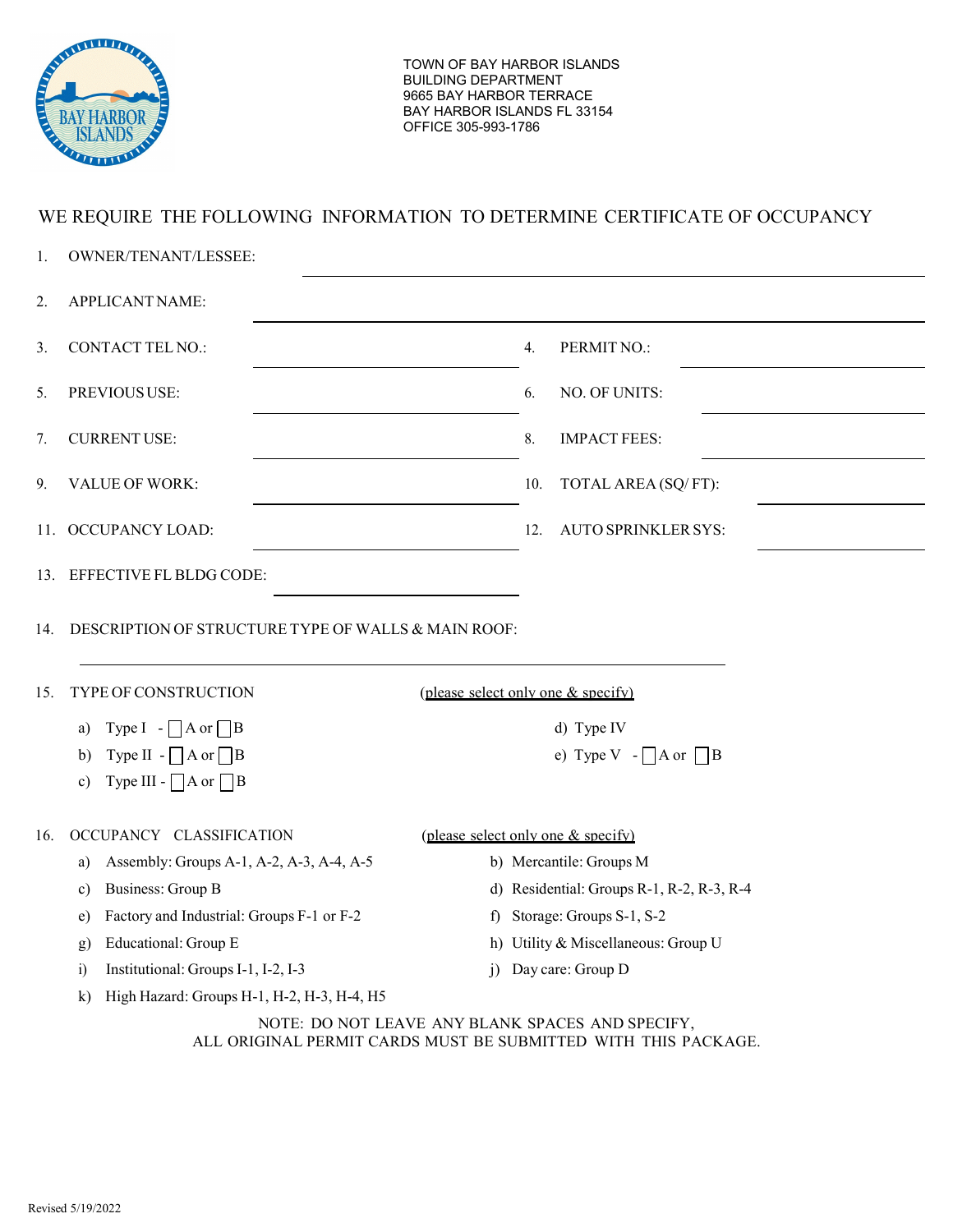TOWN OF BAY HARBOR ISLANDS
BUILDING DEPARTMENT
9665 BAY HARBOR TERRACE
BAY HARBOR ISLANDS FL 33154
OFFICE 305-993-1786

## WE REQUIRE THE FOLLOWING INFORMATION TO DETERMINE CERTIFICATE OF OCCUPANCY

1. OWNER/TENANT/LESSEE: ______________________________

2. APPLICANT NAME: ______________________________

3. CONTACT TEL NO.: ______________________________
4. PERMIT NO.: ______________________________

5. PREVIOUS USE: ______________________________
6. NO. OF UNITS: ______________________________

7. CURRENT USE: ______________________________
8. IMPACT FEES: ______________________________

9. VALUE OF WORK: ______________________________
10. TOTAL AREA (SQ/ FT): ______________________________

11. OCCUPANCY LOAD: ______________________________
12. AUTO SPRINKLER SYS: ______________________________

13. EFFECTIVE FL BLDG CODE: ______________________________

14. DESCRIPTION OF STRUCTURE TYPE OF WALLS & MAIN ROOF:

______________________________

15. TYPE OF CONSTRUCTION (please select only one & specify)

   a) Type I - ☐ A or ☐ B
   b) Type II - ☐ A or ☐ B
   c) Type III - ☐ A or ☐ B
   d) Type IV
   e) Type V - ☐ A or ☐ B

16. OCCUPANCY CLASSIFICATION (please select only one & specify)

   a) Assembly: Groups A-1, A-2, A-3, A-4, A-5
   b) Mercantile: Groups M
   c) Business: Group B
   d) Residential: Groups R-1, R-2, R-3, R-4
   e) Factory and Industrial: Groups F-1 or F-2
   f) Storage: Groups S-1, S-2
   g) Educational: Group E
   h) Utility & Miscellaneous: Group U
   i) Institutional: Groups I-1, I-2, I-3
   j) Day care: Group D
   k) High Hazard: Groups H-1, H-2, H-3, H-4, H5

NOTE: DO NOT LEAVE ANY BLANK SPACES AND SPECIFY,
ALL ORIGINAL PERMIT CARDS MUST BE SUBMITTED WITH THIS PACKAGE.

Revised 5/19/2022